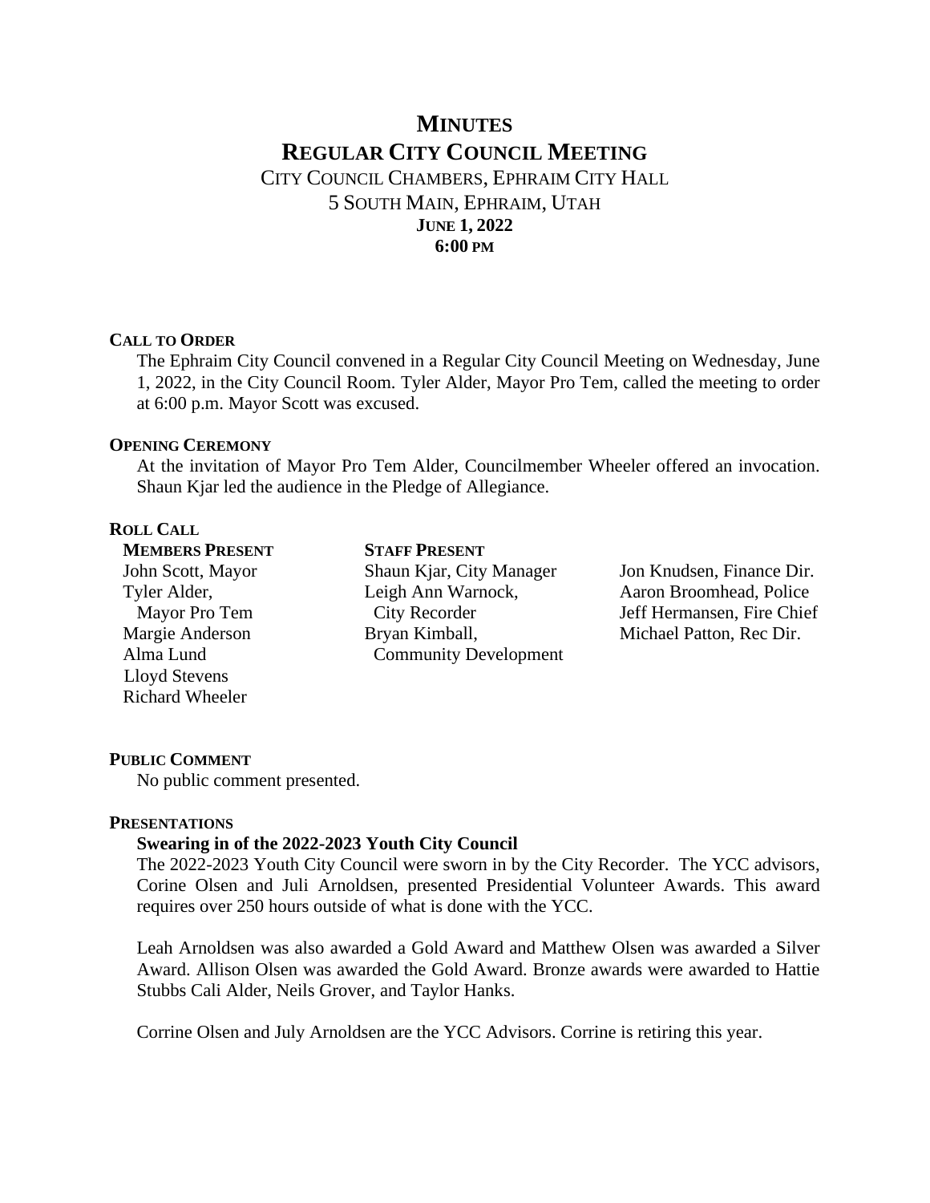# MINUTES
# REGULAR CITY COUNCIL MEETING

CITY COUNCIL CHAMBERS, EPHRAIM CITY HALL
5 SOUTH MAIN, EPHRAIM, UTAH
**JUNE 1, 2022**
**6:00 PM**

### CALL TO ORDER

The Ephraim City Council convened in a Regular City Council Meeting on Wednesday, June 1, 2022, in the City Council Room. Tyler Alder, Mayor Pro Tem, called the meeting to order at 6:00 p.m. Mayor Scott was excused.

### OPENING CEREMONY

At the invitation of Mayor Pro Tem Alder, Councilmember Wheeler offered an invocation. Shaun Kjar led the audience in the Pledge of Allegiance.

### ROLL CALL

**MEMBERS PRESENT**

John Scott, Mayor
Tyler Alder, Mayor Pro Tem
Margie Anderson
Alma Lund
Lloyd Stevens
Richard Wheeler

**STAFF PRESENT**

Shaun Kjar, City Manager
Leigh Ann Warnock, City Recorder
Bryan Kimball, Community Development
Jon Knudsen, Finance Dir.
Aaron Broomhead, Police
Jeff Hermansen, Fire Chief
Michael Patton, Rec Dir.

### PUBLIC COMMENT

No public comment presented.

### PRESENTATIONS

**Swearing in of the 2022-2023 Youth City Council**

The 2022-2023 Youth City Council were sworn in by the City Recorder. The YCC advisors, Corine Olsen and Juli Arnoldsen, presented Presidential Volunteer Awards. This award requires over 250 hours outside of what is done with the YCC.

Leah Arnoldsen was also awarded a Gold Award and Matthew Olsen was awarded a Silver Award. Allison Olsen was awarded the Gold Award. Bronze awards were awarded to Hattie Stubbs Cali Alder, Neils Grover, and Taylor Hanks.

Corrine Olsen and July Arnoldsen are the YCC Advisors. Corrine is retiring this year.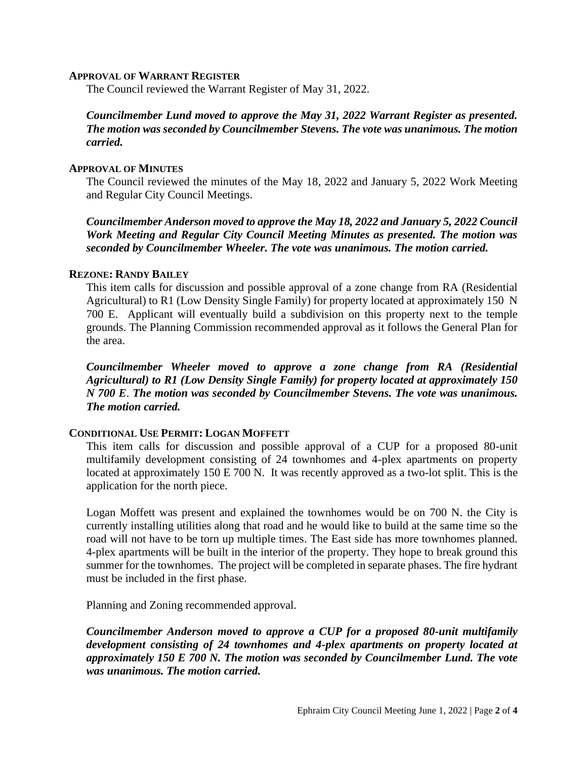### APPROVAL OF WARRANT REGISTER

The Council reviewed the Warrant Register of May 31, 2022.

***Councilmember Lund moved to approve the May 31, 2022 Warrant Register as presented. The motion was seconded by Councilmember Stevens. The vote was unanimous. The motion carried.***

### APPROVAL OF MINUTES

The Council reviewed the minutes of the May 18, 2022 and January 5, 2022 Work Meeting and Regular City Council Meetings.

***Councilmember Anderson moved to approve the May 18, 2022 and January 5, 2022 Council Work Meeting and Regular City Council Meeting Minutes as presented. The motion was seconded by Councilmember Wheeler. The vote was unanimous. The motion carried.***

### REZONE: RANDY BAILEY

This item calls for discussion and possible approval of a zone change from RA (Residential Agricultural) to R1 (Low Density Single Family) for property located at approximately 150 N 700 E. Applicant will eventually build a subdivision on this property next to the temple grounds. The Planning Commission recommended approval as it follows the General Plan for the area.

***Councilmember Wheeler moved to approve a zone change from RA (Residential Agricultural) to R1 (Low Density Single Family) for property located at approximately 150 N 700 E. The motion was seconded by Councilmember Stevens. The vote was unanimous. The motion carried.***

### CONDITIONAL USE PERMIT: LOGAN MOFFETT

This item calls for discussion and possible approval of a CUP for a proposed 80-unit multifamily development consisting of 24 townhomes and 4-plex apartments on property located at approximately 150 E 700 N. It was recently approved as a two-lot split. This is the application for the north piece.

Logan Moffett was present and explained the townhomes would be on 700 N. the City is currently installing utilities along that road and he would like to build at the same time so the road will not have to be torn up multiple times. The East side has more townhomes planned. 4-plex apartments will be built in the interior of the property. They hope to break ground this summer for the townhomes. The project will be completed in separate phases. The fire hydrant must be included in the first phase.

Planning and Zoning recommended approval.

***Councilmember Anderson moved to approve a CUP for a proposed 80-unit multifamily development consisting of 24 townhomes and 4-plex apartments on property located at approximately 150 E 700 N. The motion was seconded by Councilmember Lund. The vote was unanimous. The motion carried.***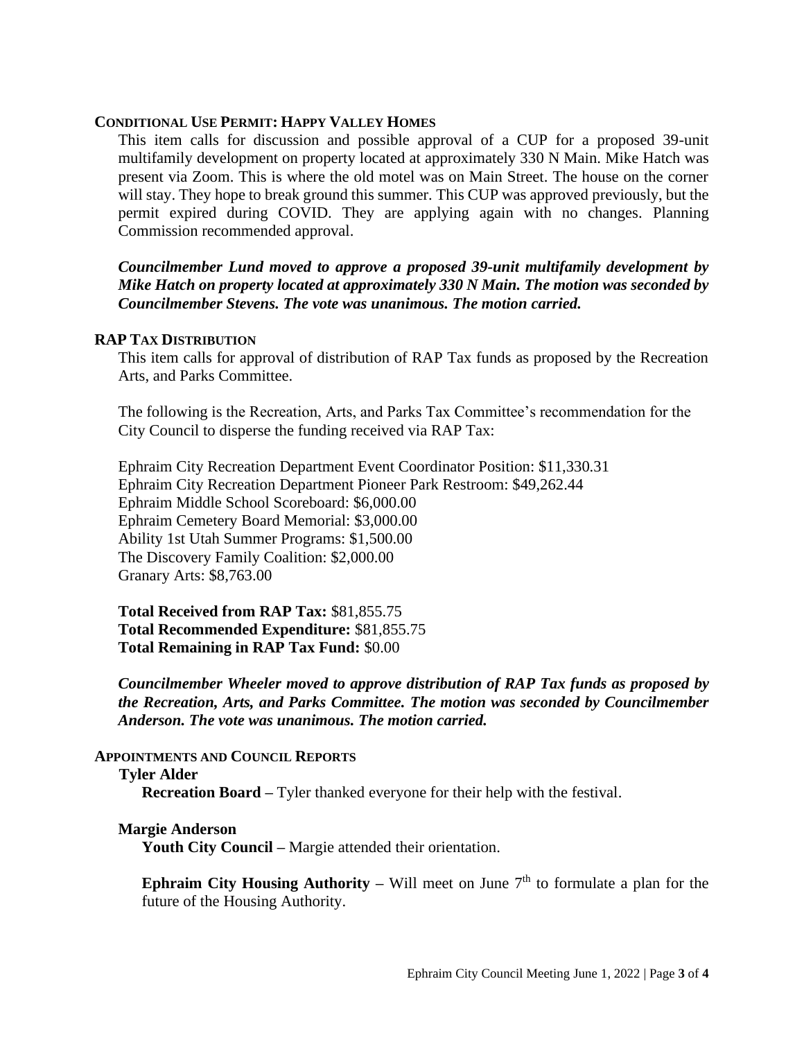### CONDITIONAL USE PERMIT: HAPPY VALLEY HOMES

This item calls for discussion and possible approval of a CUP for a proposed 39-unit multifamily development on property located at approximately 330 N Main. Mike Hatch was present via Zoom. This is where the old motel was on Main Street. The house on the corner will stay. They hope to break ground this summer. This CUP was approved previously, but the permit expired during COVID. They are applying again with no changes. Planning Commission recommended approval.

***Councilmember Lund moved to approve a proposed 39-unit multifamily development by Mike Hatch on property located at approximately 330 N Main. The motion was seconded by Councilmember Stevens. The vote was unanimous. The motion carried.***

### RAP TAX DISTRIBUTION

This item calls for approval of distribution of RAP Tax funds as proposed by the Recreation Arts, and Parks Committee.

The following is the Recreation, Arts, and Parks Tax Committee's recommendation for the City Council to disperse the funding received via RAP Tax:

Ephraim City Recreation Department Event Coordinator Position: $11,330.31
Ephraim City Recreation Department Pioneer Park Restroom: $49,262.44
Ephraim Middle School Scoreboard: $6,000.00
Ephraim Cemetery Board Memorial: $3,000.00
Ability 1st Utah Summer Programs: $1,500.00
The Discovery Family Coalition: $2,000.00
Granary Arts: $8,763.00

**Total Received from RAP Tax:** $81,855.75
**Total Recommended Expenditure:** $81,855.75
**Total Remaining in RAP Tax Fund:** $0.00

***Councilmember Wheeler moved to approve distribution of RAP Tax funds as proposed by the Recreation, Arts, and Parks Committee. The motion was seconded by Councilmember Anderson. The vote was unanimous. The motion carried.***

### APPOINTMENTS AND COUNCIL REPORTS

**Tyler Alder**

**Recreation Board –** Tyler thanked everyone for their help with the festival.

**Margie Anderson**

**Youth City Council –** Margie attended their orientation.

**Ephraim City Housing Authority –** Will meet on June 7th to formulate a plan for the future of the Housing Authority.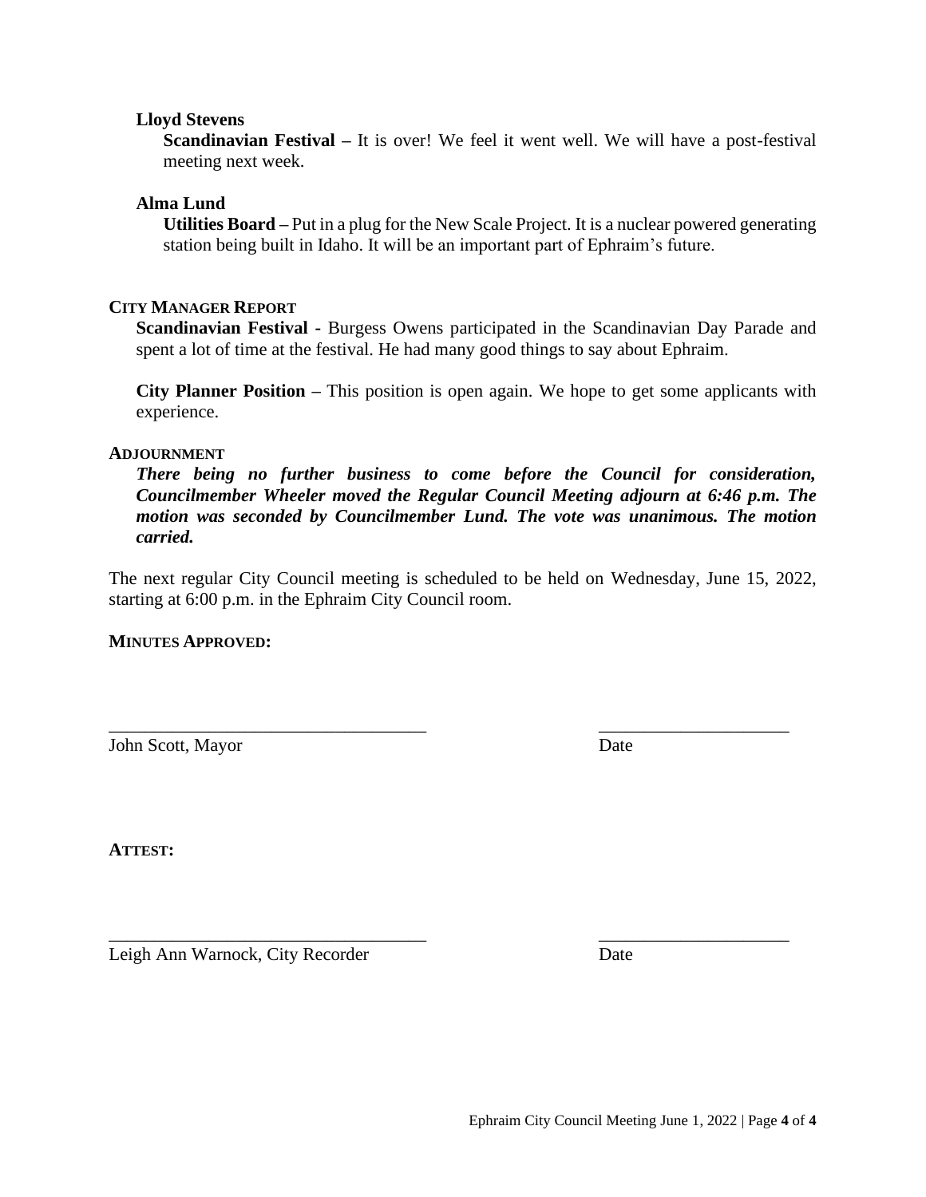**Lloyd Stevens**

**Scandinavian Festival –** It is over! We feel it went well. We will have a post-festival meeting next week.

**Alma Lund**

**Utilities Board –** Put in a plug for the New Scale Project. It is a nuclear powered generating station being built in Idaho. It will be an important part of Ephraim's future.

**CITY MANAGER REPORT**

**Scandinavian Festival -** Burgess Owens participated in the Scandinavian Day Parade and spent a lot of time at the festival. He had many good things to say about Ephraim.

**City Planner Position –** This position is open again. We hope to get some applicants with experience.

**ADJOURNMENT**

***There being no further business to come before the Council for consideration, Councilmember Wheeler moved the Regular Council Meeting adjourn at 6:46 p.m. The motion was seconded by Councilmember Lund. The vote was unanimous. The motion carried.***

The next regular City Council meeting is scheduled to be held on Wednesday, June 15, 2022, starting at 6:00 p.m. in the Ephraim City Council room.

**MINUTES APPROVED:**

___________________________________ _____________________

John Scott, Mayor Date

**ATTEST:**

___________________________________ _____________________

Leigh Ann Warnock, City Recorder Date